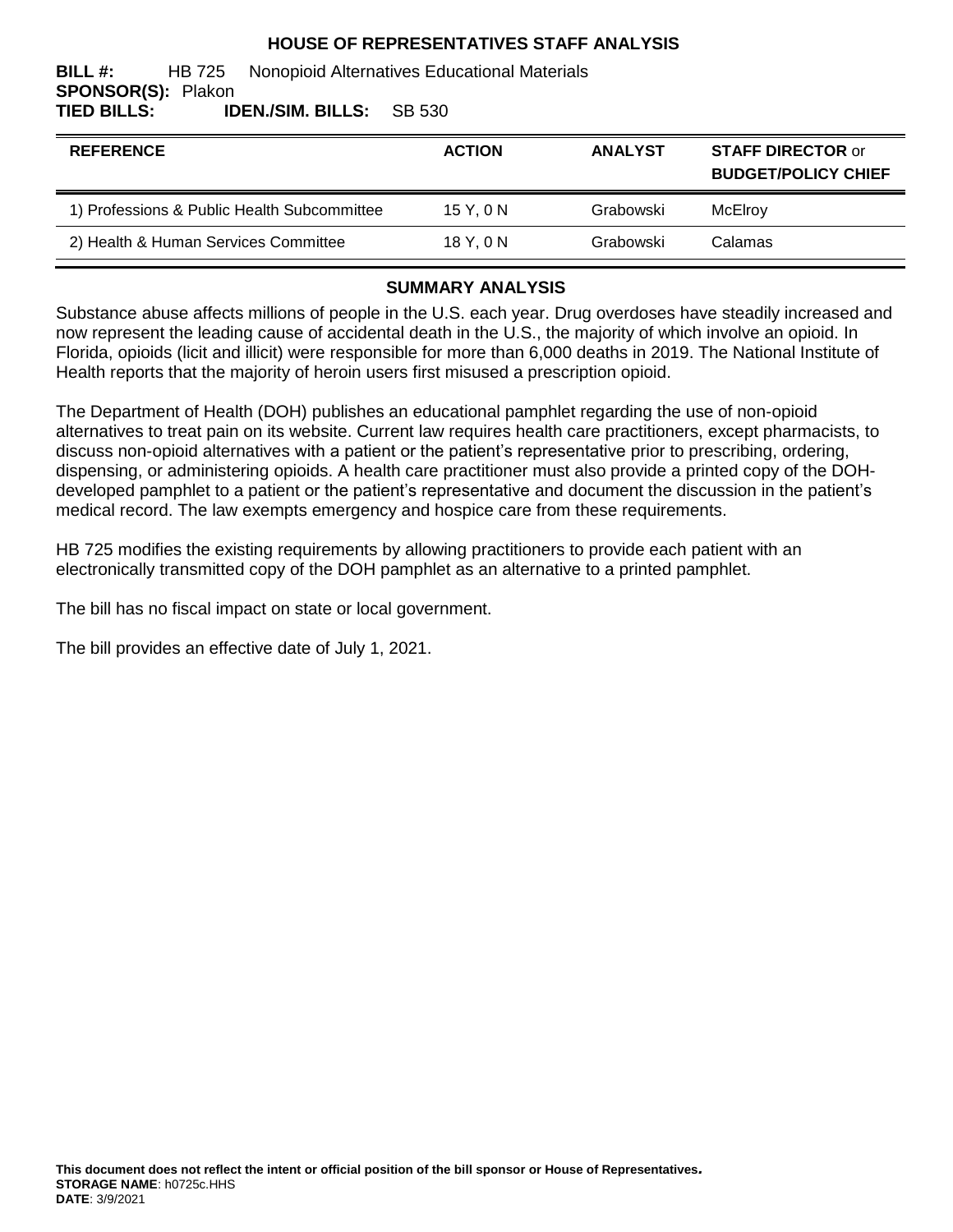# HOUSE OF REPRESENTATIVES STAFF ANALYSIS

**BILL #:** HB 725 Nonopioid Alternatives Educational Materials
**SPONSOR(S):** Plakon
**TIED BILLS:** **IDEN./SIM. BILLS:** SB 530

| REFERENCE | ACTION | ANALYST | STAFF DIRECTOR or BUDGET/POLICY CHIEF |
|---|---|---|---|
| 1) Professions & Public Health Subcommittee | 15 Y, 0 N | Grabowski | McElroy |
| 2) Health & Human Services Committee | 18 Y, 0 N | Grabowski | Calamas |

## SUMMARY ANALYSIS

Substance abuse affects millions of people in the U.S. each year. Drug overdoses have steadily increased and now represent the leading cause of accidental death in the U.S., the majority of which involve an opioid. In Florida, opioids (licit and illicit) were responsible for more than 6,000 deaths in 2019. The National Institute of Health reports that the majority of heroin users first misused a prescription opioid.

The Department of Health (DOH) publishes an educational pamphlet regarding the use of non-opioid alternatives to treat pain on its website. Current law requires health care practitioners, except pharmacists, to discuss non-opioid alternatives with a patient or the patient's representative prior to prescribing, ordering, dispensing, or administering opioids. A health care practitioner must also provide a printed copy of the DOH-developed pamphlet to a patient or the patient's representative and document the discussion in the patient's medical record. The law exempts emergency and hospice care from these requirements.

HB 725 modifies the existing requirements by allowing practitioners to provide each patient with an electronically transmitted copy of the DOH pamphlet as an alternative to a printed pamphlet.

The bill has no fiscal impact on state or local government.

The bill provides an effective date of July 1, 2021.

**This document does not reflect the intent or official position of the bill sponsor or House of Representatives.**
**STORAGE NAME**: h0725c.HHS
**DATE**: 3/9/2021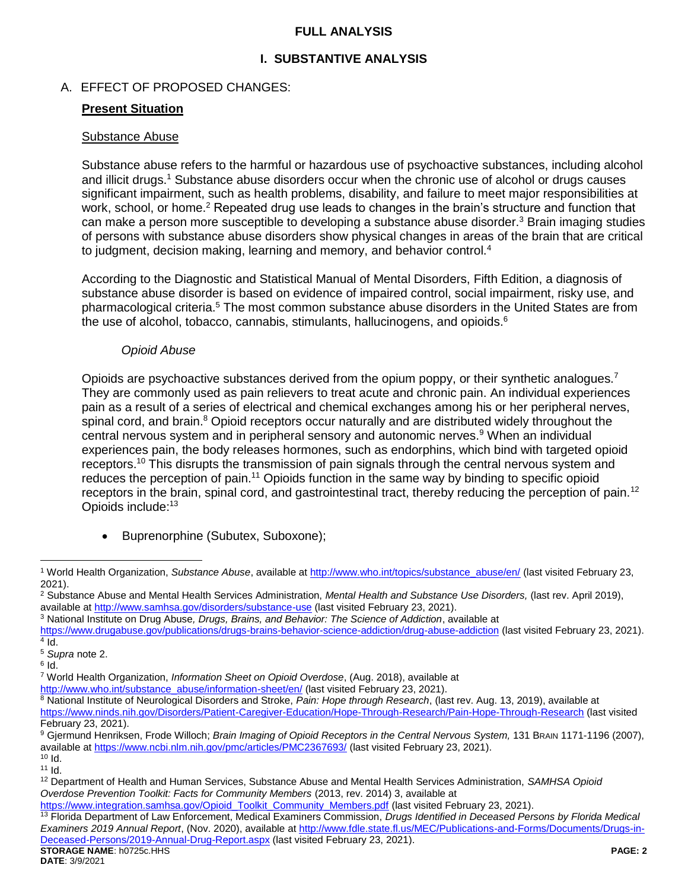# FULL ANALYSIS

## I. SUBSTANTIVE ANALYSIS

### A. EFFECT OF PROPOSED CHANGES:

**Present Situation**

Substance Abuse

Substance abuse refers to the harmful or hazardous use of psychoactive substances, including alcohol and illicit drugs.[1] Substance abuse disorders occur when the chronic use of alcohol or drugs causes significant impairment, such as health problems, disability, and failure to meet major responsibilities at work, school, or home.[2] Repeated drug use leads to changes in the brain's structure and function that can make a person more susceptible to developing a substance abuse disorder.[3] Brain imaging studies of persons with substance abuse disorders show physical changes in areas of the brain that are critical to judgment, decision making, learning and memory, and behavior control.[4]

According to the Diagnostic and Statistical Manual of Mental Disorders, Fifth Edition, a diagnosis of substance abuse disorder is based on evidence of impaired control, social impairment, risky use, and pharmacological criteria.[5] The most common substance abuse disorders in the United States are from the use of alcohol, tobacco, cannabis, stimulants, hallucinogens, and opioids.[6]

*Opioid Abuse*

Opioids are psychoactive substances derived from the opium poppy, or their synthetic analogues.[7] They are commonly used as pain relievers to treat acute and chronic pain. An individual experiences pain as a result of a series of electrical and chemical exchanges among his or her peripheral nerves, spinal cord, and brain.[8] Opioid receptors occur naturally and are distributed widely throughout the central nervous system and in peripheral sensory and autonomic nerves.[9] When an individual experiences pain, the body releases hormones, such as endorphins, which bind with targeted opioid receptors.[10] This disrupts the transmission of pain signals through the central nervous system and reduces the perception of pain.[11] Opioids function in the same way by binding to specific opioid receptors in the brain, spinal cord, and gastrointestinal tract, thereby reducing the perception of pain.[12] Opioids include:[13]

- Buprenorphine (Subutex, Suboxone);

---

[1] World Health Organization, *Substance Abuse*, available at http://www.who.int/topics/substance_abuse/en/ (last visited February 23, 2021).

[2] Substance Abuse and Mental Health Services Administration, *Mental Health and Substance Use Disorders,* (last rev. April 2019), available at http://www.samhsa.gov/disorders/substance-use (last visited February 23, 2021).

[3] National Institute on Drug Abuse, *Drugs, Brains, and Behavior: The Science of Addiction*, available at https://www.drugabuse.gov/publications/drugs-brains-behavior-science-addiction/drug-abuse-addiction (last visited February 23, 2021).

[4] Id.

[5] *Supra* note 2.

[6] Id.

[7] World Health Organization, *Information Sheet on Opioid Overdose*, (Aug. 2018), available at http://www.who.int/substance_abuse/information-sheet/en/ (last visited February 23, 2021).

[8] National Institute of Neurological Disorders and Stroke, *Pain: Hope through Research*, (last rev. Aug. 13, 2019), available at https://www.ninds.nih.gov/Disorders/Patient-Caregiver-Education/Hope-Through-Research/Pain-Hope-Through-Research (last visited February 23, 2021).

[9] Gjermund Henriksen, Frode Willoch; *Brain Imaging of Opioid Receptors in the Central Nervous System,* 131 BRAIN 1171-1196 (2007), available at https://www.ncbi.nlm.nih.gov/pmc/articles/PMC2367693/ (last visited February 23, 2021).

[10] Id.

[11] Id.

[12] Department of Health and Human Services, Substance Abuse and Mental Health Services Administration, *SAMHSA Opioid Overdose Prevention Toolkit: Facts for Community Members* (2013, rev. 2014) 3, available at https://www.integration.samhsa.gov/Opioid_Toolkit_Community_Members.pdf (last visited February 23, 2021).

[13] Florida Department of Law Enforcement, Medical Examiners Commission, *Drugs Identified in Deceased Persons by Florida Medical Examiners 2019 Annual Report*, (Nov. 2020), available at http://www.fdle.state.fl.us/MEC/Publications-and-Forms/Documents/Drugs-in-Deceased-Persons/2019-Annual-Drug-Report.aspx (last visited February 23, 2021).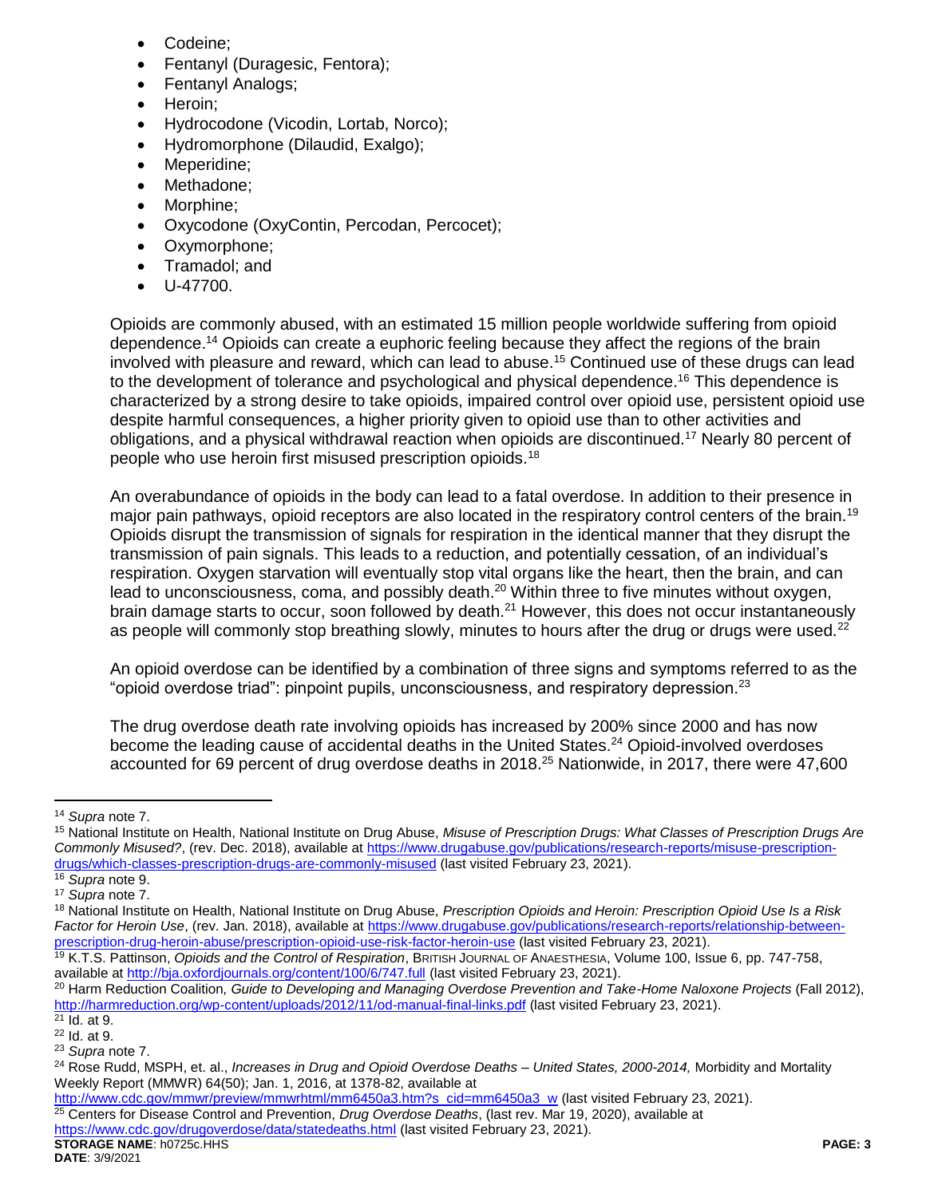- Codeine;
- Fentanyl (Duragesic, Fentora);
- Fentanyl Analogs;
- Heroin;
- Hydrocodone (Vicodin, Lortab, Norco);
- Hydromorphone (Dilaudid, Exalgo);
- Meperidine;
- Methadone;
- Morphine;
- Oxycodone (OxyContin, Percodan, Percocet);
- Oxymorphone;
- Tramadol; and
- U-47700.

Opioids are commonly abused, with an estimated 15 million people worldwide suffering from opioid dependence.[14] Opioids can create a euphoric feeling because they affect the regions of the brain involved with pleasure and reward, which can lead to abuse.[15] Continued use of these drugs can lead to the development of tolerance and psychological and physical dependence.[16] This dependence is characterized by a strong desire to take opioids, impaired control over opioid use, persistent opioid use despite harmful consequences, a higher priority given to opioid use than to other activities and obligations, and a physical withdrawal reaction when opioids are discontinued.[17] Nearly 80 percent of people who use heroin first misused prescription opioids.[18]

An overabundance of opioids in the body can lead to a fatal overdose. In addition to their presence in major pain pathways, opioid receptors are also located in the respiratory control centers of the brain.[19] Opioids disrupt the transmission of signals for respiration in the identical manner that they disrupt the transmission of pain signals. This leads to a reduction, and potentially cessation, of an individual's respiration. Oxygen starvation will eventually stop vital organs like the heart, then the brain, and can lead to unconsciousness, coma, and possibly death.[20] Within three to five minutes without oxygen, brain damage starts to occur, soon followed by death.[21] However, this does not occur instantaneously as people will commonly stop breathing slowly, minutes to hours after the drug or drugs were used.[22]

An opioid overdose can be identified by a combination of three signs and symptoms referred to as the "opioid overdose triad": pinpoint pupils, unconsciousness, and respiratory depression.[23]

The drug overdose death rate involving opioids has increased by 200% since 2000 and has now become the leading cause of accidental deaths in the United States.[24] Opioid-involved overdoses accounted for 69 percent of drug overdose deaths in 2018.[25] Nationwide, in 2017, there were 47,600

---

[14] *Supra* note 7.

[15] National Institute on Health, National Institute on Drug Abuse, *Misuse of Prescription Drugs: What Classes of Prescription Drugs Are Commonly Misused?*, (rev. Dec. 2018), available at https://www.drugabuse.gov/publications/research-reports/misuse-prescription-drugs/which-classes-prescription-drugs-are-commonly-misused (last visited February 23, 2021).

[16] *Supra* note 9.

[17] *Supra* note 7.

[18] National Institute on Health, National Institute on Drug Abuse, *Prescription Opioids and Heroin: Prescription Opioid Use Is a Risk Factor for Heroin Use*, (rev. Jan. 2018), available at https://www.drugabuse.gov/publications/research-reports/relationship-between-prescription-drug-heroin-abuse/prescription-opioid-use-risk-factor-heroin-use (last visited February 23, 2021).

[19] K.T.S. Pattinson, *Opioids and the Control of Respiration*, BRITISH JOURNAL OF ANAESTHESIA, Volume 100, Issue 6, pp. 747-758, available at http://bja.oxfordjournals.org/content/100/6/747.full (last visited February 23, 2021).

[20] Harm Reduction Coalition, *Guide to Developing and Managing Overdose Prevention and Take-Home Naloxone Projects* (Fall 2012), http://harmreduction.org/wp-content/uploads/2012/11/od-manual-final-links.pdf (last visited February 23, 2021).

[21] Id. at 9.

[22] Id. at 9.

[23] *Supra* note 7.

[24] Rose Rudd, MSPH, et. al., *Increases in Drug and Opioid Overdose Deaths – United States, 2000-2014,* Morbidity and Mortality Weekly Report (MMWR) 64(50); Jan. 1, 2016, at 1378-82, available at http://www.cdc.gov/mmwr/preview/mmwrhtml/mm6450a3.htm?s_cid=mm6450a3_w (last visited February 23, 2021).

[25] Centers for Disease Control and Prevention, *Drug Overdose Deaths*, (last rev. Mar 19, 2020), available at https://www.cdc.gov/drugoverdose/data/statedeaths.html (last visited February 23, 2021).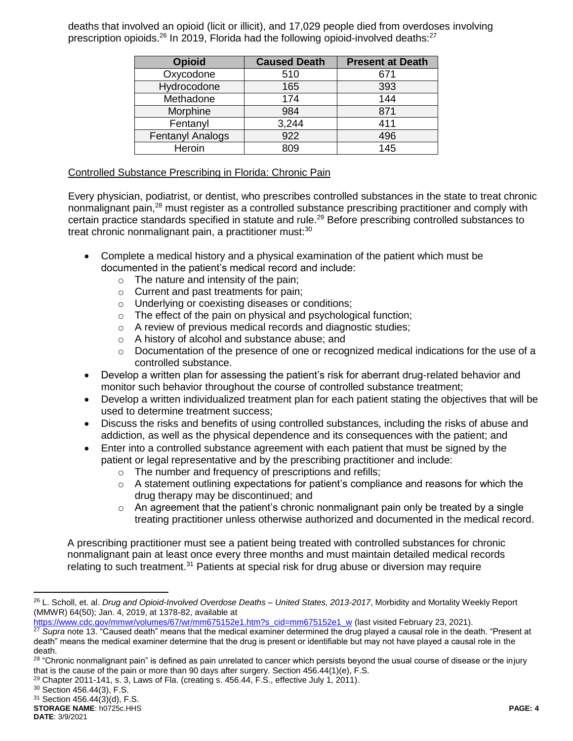deaths that involved an opioid (licit or illicit), and 17,029 people died from overdoses involving prescription opioids.[26] In 2019, Florida had the following opioid-involved deaths:[27]

| Opioid | Caused Death | Present at Death |
|---|---|---|
| Oxycodone | 510 | 671 |
| Hydrocodone | 165 | 393 |
| Methadone | 174 | 144 |
| Morphine | 984 | 871 |
| Fentanyl | 3,244 | 411 |
| Fentanyl Analogs | 922 | 496 |
| Heroin | 809 | 145 |

Controlled Substance Prescribing in Florida: Chronic Pain

Every physician, podiatrist, or dentist, who prescribes controlled substances in the state to treat chronic nonmalignant pain,[28] must register as a controlled substance prescribing practitioner and comply with certain practice standards specified in statute and rule.[29] Before prescribing controlled substances to treat chronic nonmalignant pain, a practitioner must:[30]

- Complete a medical history and a physical examination of the patient which must be documented in the patient's medical record and include:
  - The nature and intensity of the pain;
  - Current and past treatments for pain;
  - Underlying or coexisting diseases or conditions;
  - The effect of the pain on physical and psychological function;
  - A review of previous medical records and diagnostic studies;
  - A history of alcohol and substance abuse; and
  - Documentation of the presence of one or recognized medical indications for the use of a controlled substance.
- Develop a written plan for assessing the patient's risk for aberrant drug-related behavior and monitor such behavior throughout the course of controlled substance treatment;
- Develop a written individualized treatment plan for each patient stating the objectives that will be used to determine treatment success;
- Discuss the risks and benefits of using controlled substances, including the risks of abuse and addiction, as well as the physical dependence and its consequences with the patient; and
- Enter into a controlled substance agreement with each patient that must be signed by the patient or legal representative and by the prescribing practitioner and include:
  - The number and frequency of prescriptions and refills;
  - A statement outlining expectations for patient's compliance and reasons for which the drug therapy may be discontinued; and
  - An agreement that the patient's chronic nonmalignant pain only be treated by a single treating practitioner unless otherwise authorized and documented in the medical record.

A prescribing practitioner must see a patient being treated with controlled substances for chronic nonmalignant pain at least once every three months and must maintain detailed medical records relating to such treatment.[31] Patients at special risk for drug abuse or diversion may require

---

[26] L. Scholl, et. al. *Drug and Opioid-Involved Overdose Deaths – United States, 2013-2017*, Morbidity and Mortality Weekly Report (MMWR) 64(50); Jan. 4, 2019, at 1378-82, available at https://www.cdc.gov/mmwr/volumes/67/wr/mm675152e1.htm?s_cid=mm675152e1_w (last visited February 23, 2021).

[27] *Supra* note 13. "Caused death" means that the medical examiner determined the drug played a causal role in the death. "Present at death" means the medical examiner determine that the drug is present or identifiable but may not have played a causal role in the death.

[28] "Chronic nonmalignant pain" is defined as pain unrelated to cancer which persists beyond the usual course of disease or the injury that is the cause of the pain or more than 90 days after surgery. Section 456.44(1)(e), F.S.

[29] Chapter 2011-141, s. 3, Laws of Fla. (creating s. 456.44, F.S., effective July 1, 2011).

[30] Section 456.44(3), F.S.

[31] Section 456.44(3)(d), F.S.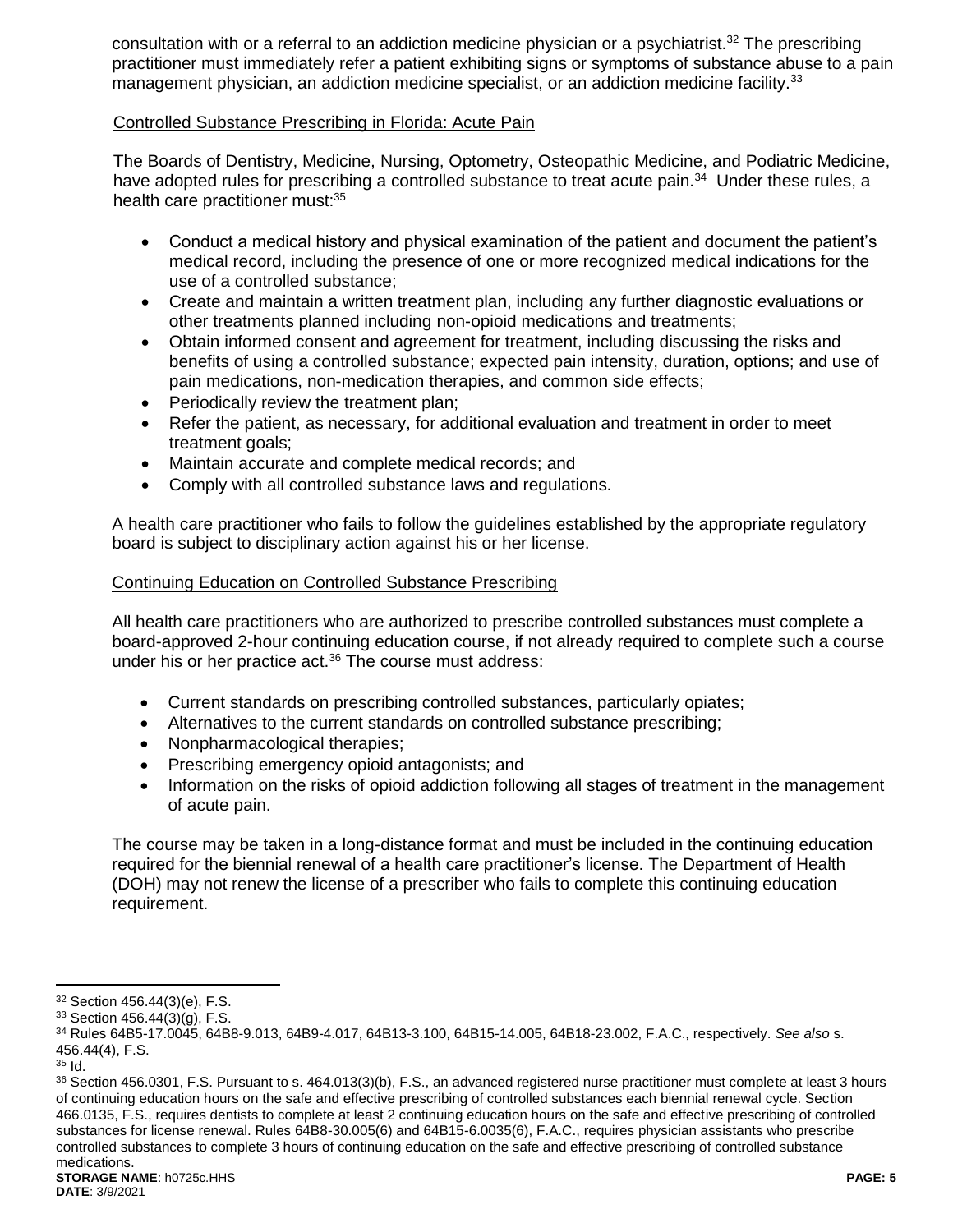consultation with or a referral to an addiction medicine physician or a psychiatrist.[32] The prescribing practitioner must immediately refer a patient exhibiting signs or symptoms of substance abuse to a pain management physician, an addiction medicine specialist, or an addiction medicine facility.[33]

Controlled Substance Prescribing in Florida: Acute Pain

The Boards of Dentistry, Medicine, Nursing, Optometry, Osteopathic Medicine, and Podiatric Medicine, have adopted rules for prescribing a controlled substance to treat acute pain.[34] Under these rules, a health care practitioner must:[35]

- Conduct a medical history and physical examination of the patient and document the patient's medical record, including the presence of one or more recognized medical indications for the use of a controlled substance;
- Create and maintain a written treatment plan, including any further diagnostic evaluations or other treatments planned including non-opioid medications and treatments;
- Obtain informed consent and agreement for treatment, including discussing the risks and benefits of using a controlled substance; expected pain intensity, duration, options; and use of pain medications, non-medication therapies, and common side effects;
- Periodically review the treatment plan;
- Refer the patient, as necessary, for additional evaluation and treatment in order to meet treatment goals;
- Maintain accurate and complete medical records; and
- Comply with all controlled substance laws and regulations.

A health care practitioner who fails to follow the guidelines established by the appropriate regulatory board is subject to disciplinary action against his or her license.

Continuing Education on Controlled Substance Prescribing

All health care practitioners who are authorized to prescribe controlled substances must complete a board-approved 2-hour continuing education course, if not already required to complete such a course under his or her practice act.[36] The course must address:

- Current standards on prescribing controlled substances, particularly opiates;
- Alternatives to the current standards on controlled substance prescribing;
- Nonpharmacological therapies;
- Prescribing emergency opioid antagonists; and
- Information on the risks of opioid addiction following all stages of treatment in the management of acute pain.

The course may be taken in a long-distance format and must be included in the continuing education required for the biennial renewal of a health care practitioner's license. The Department of Health (DOH) may not renew the license of a prescriber who fails to complete this continuing education requirement.

---

[32] Section 456.44(3)(e), F.S.

[33] Section 456.44(3)(g), F.S.

[34] Rules 64B5-17.0045, 64B8-9.013, 64B9-4.017, 64B13-3.100, 64B15-14.005, 64B18-23.002, F.A.C., respectively. *See also* s. 456.44(4), F.S.

[35] Id.

[36] Section 456.0301, F.S. Pursuant to s. 464.013(3)(b), F.S., an advanced registered nurse practitioner must complete at least 3 hours of continuing education hours on the safe and effective prescribing of controlled substances each biennial renewal cycle. Section 466.0135, F.S., requires dentists to complete at least 2 continuing education hours on the safe and effective prescribing of controlled substances for license renewal. Rules 64B8-30.005(6) and 64B15-6.0035(6), F.A.C., requires physician assistants who prescribe controlled substances to complete 3 hours of continuing education on the safe and effective prescribing of controlled substance medications.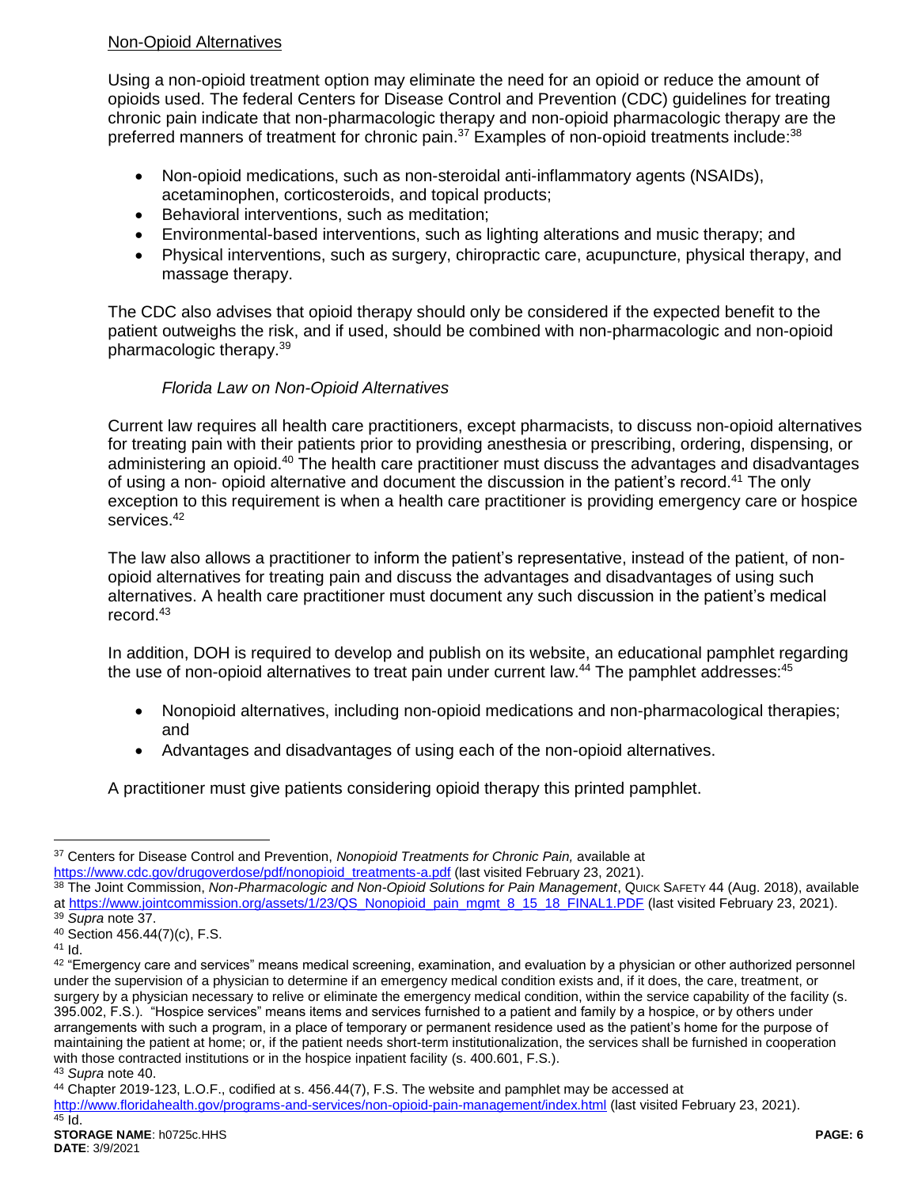Non-Opioid Alternatives

Using a non-opioid treatment option may eliminate the need for an opioid or reduce the amount of opioids used. The federal Centers for Disease Control and Prevention (CDC) guidelines for treating chronic pain indicate that non-pharmacologic therapy and non-opioid pharmacologic therapy are the preferred manners of treatment for chronic pain.[37] Examples of non-opioid treatments include:[38]

- Non-opioid medications, such as non-steroidal anti-inflammatory agents (NSAIDs), acetaminophen, corticosteroids, and topical products;
- Behavioral interventions, such as meditation;
- Environmental-based interventions, such as lighting alterations and music therapy; and
- Physical interventions, such as surgery, chiropractic care, acupuncture, physical therapy, and massage therapy.

The CDC also advises that opioid therapy should only be considered if the expected benefit to the patient outweighs the risk, and if used, should be combined with non-pharmacologic and non-opioid pharmacologic therapy.[39]

*Florida Law on Non-Opioid Alternatives*

Current law requires all health care practitioners, except pharmacists, to discuss non-opioid alternatives for treating pain with their patients prior to providing anesthesia or prescribing, ordering, dispensing, or administering an opioid.[40] The health care practitioner must discuss the advantages and disadvantages of using a non- opioid alternative and document the discussion in the patient's record.[41] The only exception to this requirement is when a health care practitioner is providing emergency care or hospice services.[42]

The law also allows a practitioner to inform the patient's representative, instead of the patient, of non-opioid alternatives for treating pain and discuss the advantages and disadvantages of using such alternatives. A health care practitioner must document any such discussion in the patient's medical record.[43]

In addition, DOH is required to develop and publish on its website, an educational pamphlet regarding the use of non-opioid alternatives to treat pain under current law.[44] The pamphlet addresses:[45]

- Nonopioid alternatives, including non-opioid medications and non-pharmacological therapies; and
- Advantages and disadvantages of using each of the non-opioid alternatives.

A practitioner must give patients considering opioid therapy this printed pamphlet.

---

[37] Centers for Disease Control and Prevention, *Nonopioid Treatments for Chronic Pain,* available at https://www.cdc.gov/drugoverdose/pdf/nonopioid_treatments-a.pdf (last visited February 23, 2021).

[38] The Joint Commission, *Non-Pharmacologic and Non-Opioid Solutions for Pain Management*, QUICK SAFETY 44 (Aug. 2018), available at https://www.jointcommission.org/assets/1/23/QS_Nonopioid_pain_mgmt_8_15_18_FINAL1.PDF (last visited February 23, 2021).

[39] *Supra* note 37.

[40] Section 456.44(7)(c), F.S.

[41] Id.

[42] "Emergency care and services" means medical screening, examination, and evaluation by a physician or other authorized personnel under the supervision of a physician to determine if an emergency medical condition exists and, if it does, the care, treatment, or surgery by a physician necessary to relive or eliminate the emergency medical condition, within the service capability of the facility (s. 395.002, F.S.). "Hospice services" means items and services furnished to a patient and family by a hospice, or by others under arrangements with such a program, in a place of temporary or permanent residence used as the patient's home for the purpose of maintaining the patient at home; or, if the patient needs short-term institutionalization, the services shall be furnished in cooperation with those contracted institutions or in the hospice inpatient facility (s. 400.601, F.S.).

[43] *Supra* note 40.

[44] Chapter 2019-123, L.O.F., codified at s. 456.44(7), F.S. The website and pamphlet may be accessed at http://www.floridahealth.gov/programs-and-services/non-opioid-pain-management/index.html (last visited February 23, 2021).

[45] Id.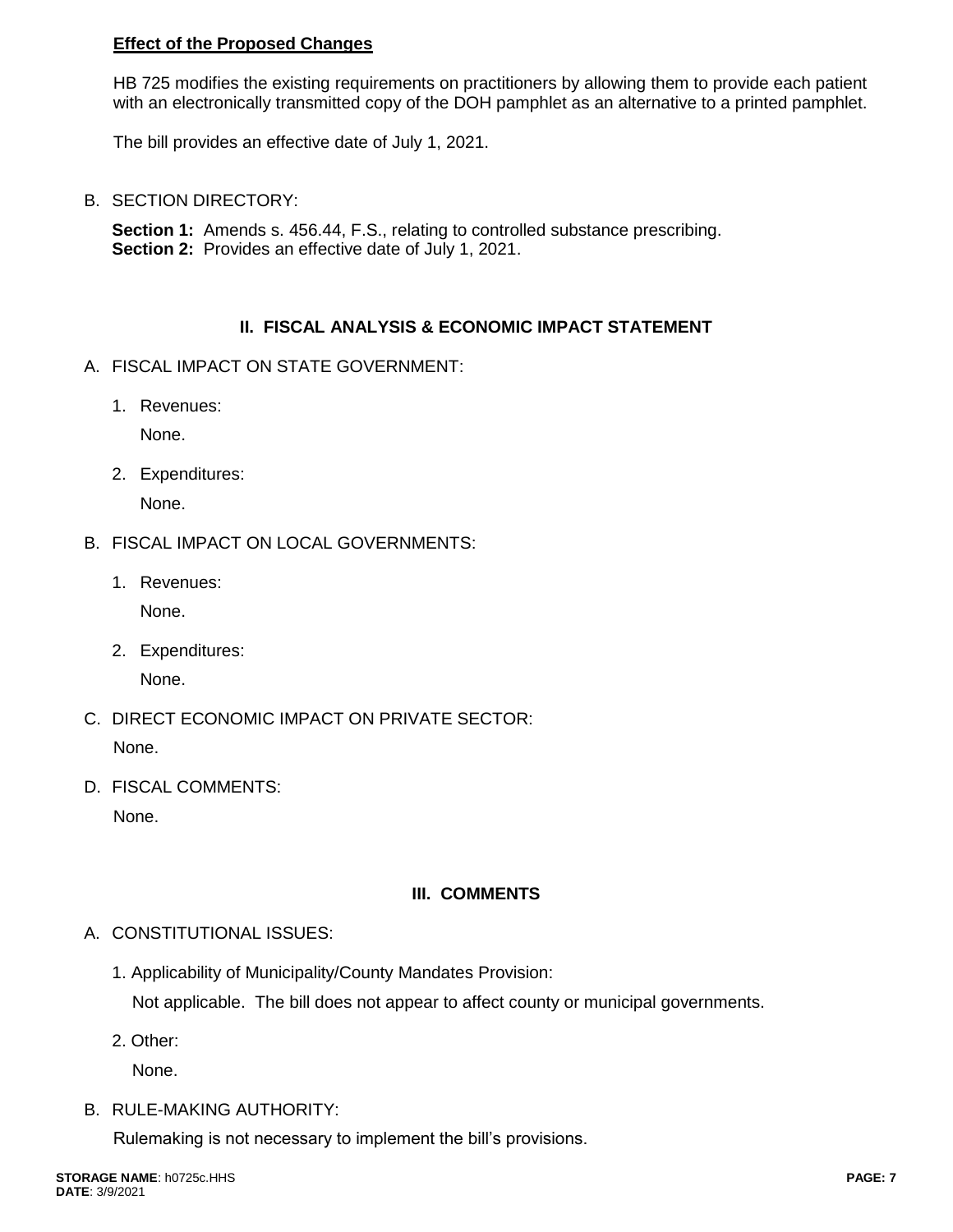**Effect of the Proposed Changes**

HB 725 modifies the existing requirements on practitioners by allowing them to provide each patient with an electronically transmitted copy of the DOH pamphlet as an alternative to a printed pamphlet.

The bill provides an effective date of July 1, 2021.

B. SECTION DIRECTORY:

**Section 1:** Amends s. 456.44, F.S., relating to controlled substance prescribing.
**Section 2:** Provides an effective date of July 1, 2021.

## II. FISCAL ANALYSIS & ECONOMIC IMPACT STATEMENT

A. FISCAL IMPACT ON STATE GOVERNMENT:

1. Revenues:

   None.

2. Expenditures:

   None.

B. FISCAL IMPACT ON LOCAL GOVERNMENTS:

1. Revenues:

   None.

2. Expenditures:

   None.

C. DIRECT ECONOMIC IMPACT ON PRIVATE SECTOR:

None.

D. FISCAL COMMENTS:

None.

## III. COMMENTS

A. CONSTITUTIONAL ISSUES:

1. Applicability of Municipality/County Mandates Provision:

   Not applicable. The bill does not appear to affect county or municipal governments.

2. Other:

   None.

B. RULE-MAKING AUTHORITY:

Rulemaking is not necessary to implement the bill's provisions.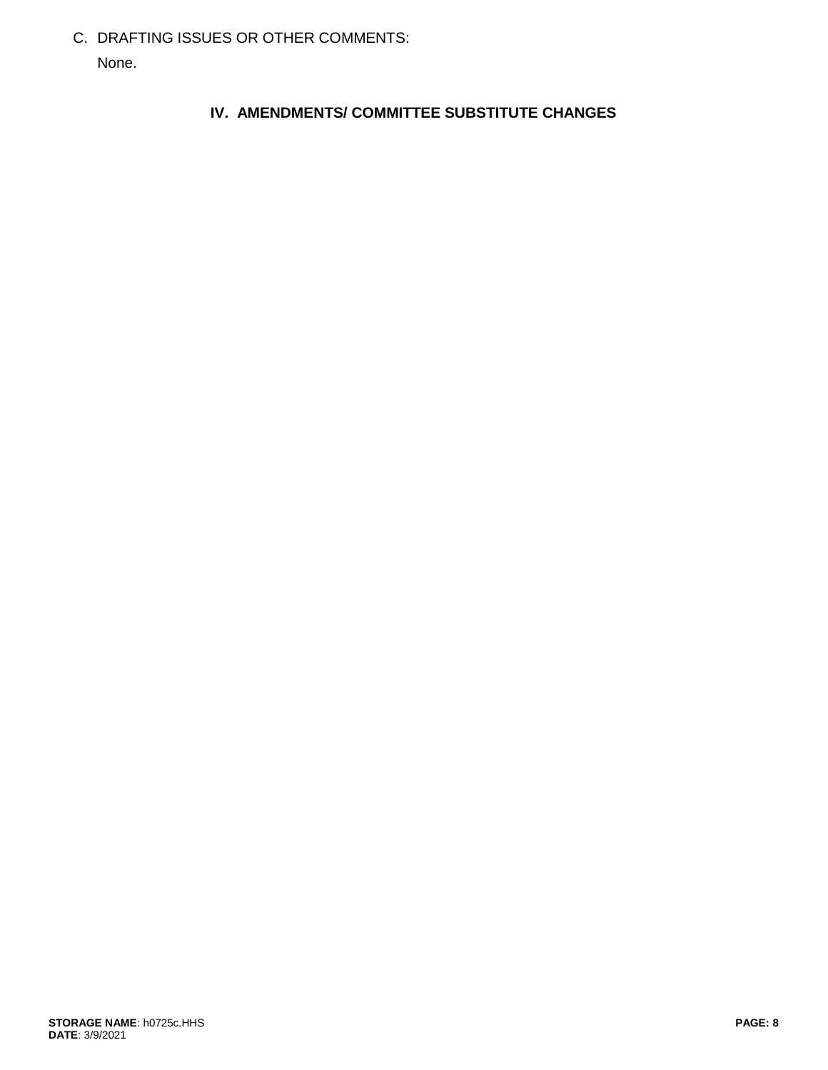C. DRAFTING ISSUES OR OTHER COMMENTS:

None.

## IV. AMENDMENTS/ COMMITTEE SUBSTITUTE CHANGES